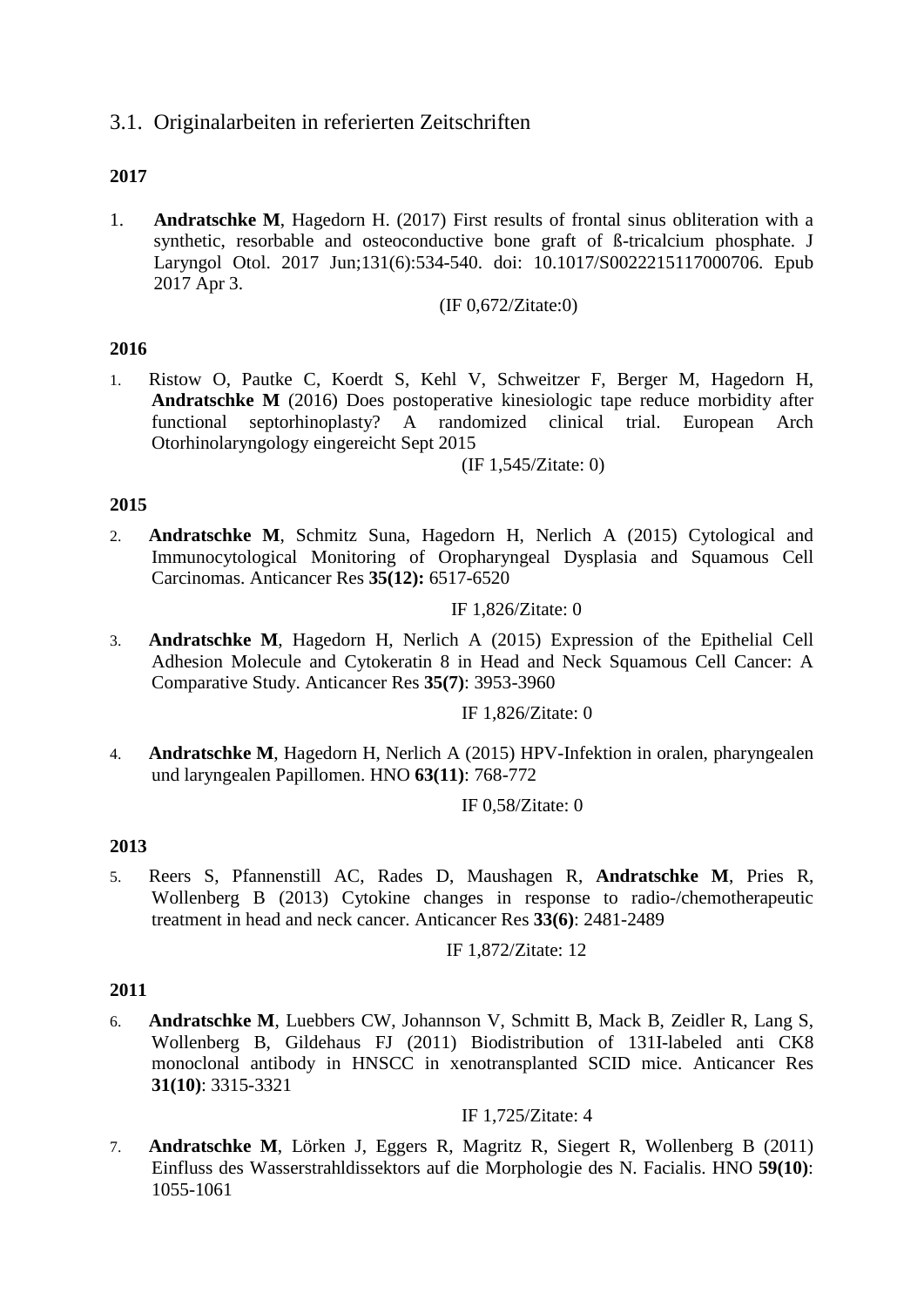## 3.1. Originalarbeiten in referierten Zeitschriften

**2017**

1. **Andratschke M**, Hagedorn H. (2017) First results of frontal sinus obliteration with a synthetic, resorbable and osteoconductive bone graft of ß-tricalcium phosphate. J Laryngol Otol. 2017 Jun;131(6):534-540. doi: 10.1017/S0022215117000706. Epub 2017 Apr 3.

   (IF 0,672/Zitate:0)

**2016**

1. Ristow O, Pautke C, Koerdt S, Kehl V, Schweitzer F, Berger M, Hagedorn H, **Andratschke M** (2016) Does postoperative kinesiologic tape reduce morbidity after functional septorhinoplasty? A randomized clinical trial. European Arch Otorhinolaryngology eingereicht Sept 2015

   (IF 1,545/Zitate: 0)

**2015**

2. **Andratschke M**, Schmitz Suna, Hagedorn H, Nerlich A (2015) Cytological and Immunocytological Monitoring of Oropharyngeal Dysplasia and Squamous Cell Carcinomas. Anticancer Res **35(12):** 6517-6520

   IF 1,826/Zitate: 0

3. **Andratschke M**, Hagedorn H, Nerlich A (2015) Expression of the Epithelial Cell Adhesion Molecule and Cytokeratin 8 in Head and Neck Squamous Cell Cancer: A Comparative Study. Anticancer Res **35(7)**: 3953-3960

   IF 1,826/Zitate: 0

4. **Andratschke M**, Hagedorn H, Nerlich A (2015) HPV-Infektion in oralen, pharyngealen und laryngealen Papillomen. HNO **63(11)**: 768-772

   IF 0,58/Zitate: 0

**2013**

5. Reers S, Pfannenstill AC, Rades D, Maushagen R, **Andratschke M**, Pries R, Wollenberg B (2013) Cytokine changes in response to radio-/chemotherapeutic treatment in head and neck cancer. Anticancer Res **33(6)**: 2481-2489

   IF 1,872/Zitate: 12

**2011**

6. **Andratschke M**, Luebbers CW, Johannson V, Schmitt B, Mack B, Zeidler R, Lang S, Wollenberg B, Gildehaus FJ (2011) Biodistribution of 131I-labeled anti CK8 monoclonal antibody in HNSCC in xenotransplanted SCID mice. Anticancer Res **31(10)**: 3315-3321

   IF 1,725/Zitate: 4

7. **Andratschke M**, Lörken J, Eggers R, Magritz R, Siegert R, Wollenberg B (2011) Einfluss des Wasserstrahldissektors auf die Morphologie des N. Facialis. HNO **59(10)**: 1055-1061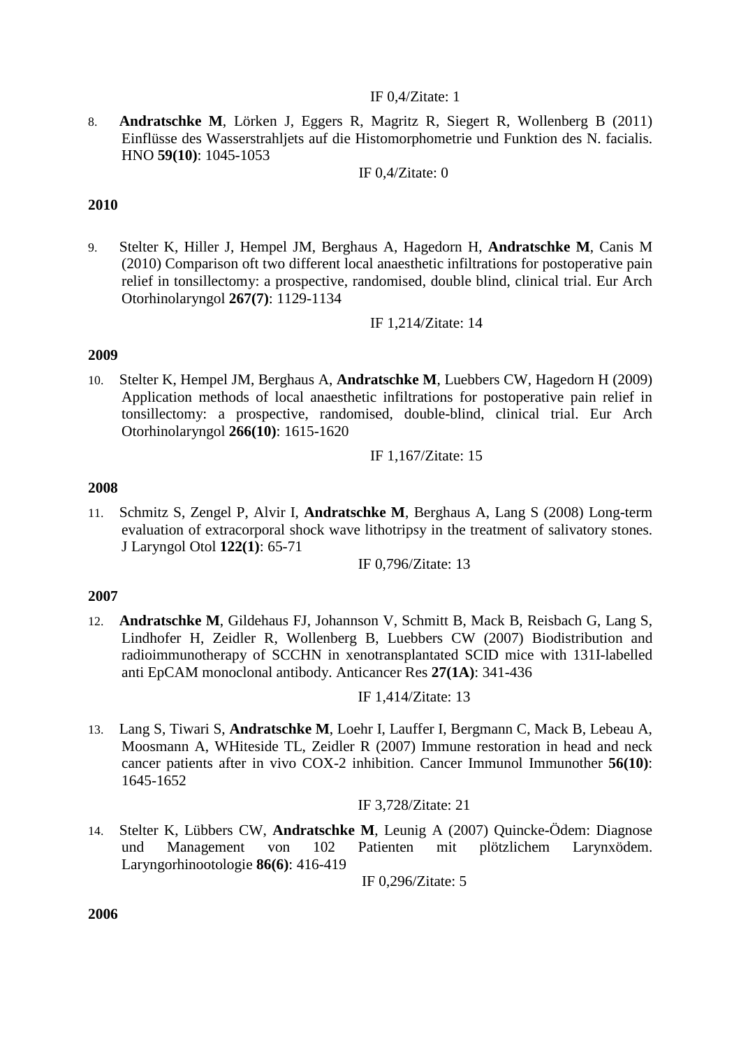IF 0,4/Zitate: 1

8. **Andratschke M**, Lörken J, Eggers R, Magritz R, Siegert R, Wollenberg B (2011) Einflüsse des Wasserstrahljets auf die Histomorphometrie und Funktion des N. facialis. HNO **59(10)**: 1045-1053

   IF 0,4/Zitate: 0

**2010**

9. Stelter K, Hiller J, Hempel JM, Berghaus A, Hagedorn H, **Andratschke M**, Canis M (2010) Comparison oft two different local anaesthetic infiltrations for postoperative pain relief in tonsillectomy: a prospective, randomised, double blind, clinical trial. Eur Arch Otorhinolaryngol **267(7)**: 1129-1134

   IF 1,214/Zitate: 14

**2009**

10. Stelter K, Hempel JM, Berghaus A, **Andratschke M**, Luebbers CW, Hagedorn H (2009) Application methods of local anaesthetic infiltrations for postoperative pain relief in tonsillectomy: a prospective, randomised, double-blind, clinical trial. Eur Arch Otorhinolaryngol **266(10)**: 1615-1620

    IF 1,167/Zitate: 15

**2008**

11. Schmitz S, Zengel P, Alvir I, **Andratschke M**, Berghaus A, Lang S (2008) Long-term evaluation of extracorporal shock wave lithotripsy in the treatment of salivatory stones. J Laryngol Otol **122(1)**: 65-71

    IF 0,796/Zitate: 13

**2007**

12. **Andratschke M**, Gildehaus FJ, Johannson V, Schmitt B, Mack B, Reisbach G, Lang S, Lindhofer H, Zeidler R, Wollenberg B, Luebbers CW (2007) Biodistribution and radioimmunotherapy of SCCHN in xenotransplantated SCID mice with 131I-labelled anti EpCAM monoclonal antibody. Anticancer Res **27(1A)**: 341-436

    IF 1,414/Zitate: 13

13. Lang S, Tiwari S, **Andratschke M**, Loehr I, Lauffer I, Bergmann C, Mack B, Lebeau A, Moosmann A, WHiteside TL, Zeidler R (2007) Immune restoration in head and neck cancer patients after in vivo COX-2 inhibition. Cancer Immunol Immunother **56(10)**: 1645-1652

    IF 3,728/Zitate: 21

14. Stelter K, Lübbers CW, **Andratschke M**, Leunig A (2007) Quincke-Ödem: Diagnose und Management von 102 Patienten mit plötzlichem Larynxödem. Laryngorhinootologie **86(6)**: 416-419

    IF 0,296/Zitate: 5

**2006**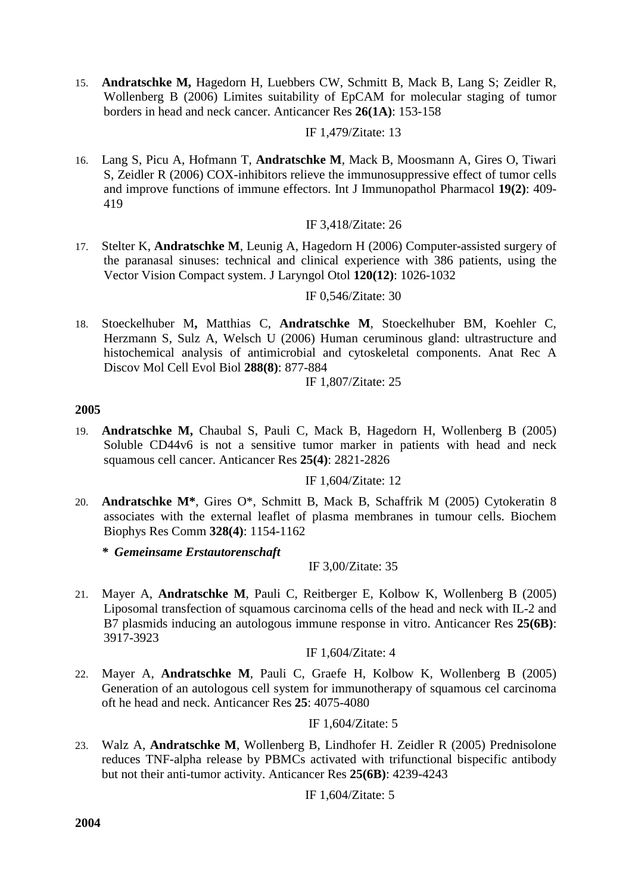15. **Andratschke M,** Hagedorn H, Luebbers CW, Schmitt B, Mack B, Lang S; Zeidler R, Wollenberg B (2006) Limites suitability of EpCAM for molecular staging of tumor borders in head and neck cancer. Anticancer Res **26(1A)**: 153-158

    IF 1,479/Zitate: 13

16. Lang S, Picu A, Hofmann T, **Andratschke M**, Mack B, Moosmann A, Gires O, Tiwari S, Zeidler R (2006) COX-inhibitors relieve the immunosuppressive effect of tumor cells and improve functions of immune effectors. Int J Immunopathol Pharmacol **19(2)**: 409-419

    IF 3,418/Zitate: 26

17. Stelter K, **Andratschke M**, Leunig A, Hagedorn H (2006) Computer-assisted surgery of the paranasal sinuses: technical and clinical experience with 386 patients, using the Vector Vision Compact system. J Laryngol Otol **120(12)**: 1026-1032

    IF 0,546/Zitate: 30

18. Stoeckelhuber M**,** Matthias C, **Andratschke M**, Stoeckelhuber BM, Koehler C, Herzmann S, Sulz A, Welsch U (2006) Human ceruminous gland: ultrastructure and histochemical analysis of antimicrobial and cytoskeletal components. Anat Rec A Discov Mol Cell Evol Biol **288(8)**: 877-884

    IF 1,807/Zitate: 25

**2005**

19. **Andratschke M,** Chaubal S, Pauli C, Mack B, Hagedorn H, Wollenberg B (2005) Soluble CD44v6 is not a sensitive tumor marker in patients with head and neck squamous cell cancer. Anticancer Res **25(4)**: 2821-2826

    IF 1,604/Zitate: 12

20. **Andratschke M\***, Gires O\*, Schmitt B, Mack B, Schaffrik M (2005) Cytokeratin 8 associates with the external leaflet of plasma membranes in tumour cells. Biochem Biophys Res Comm **328(4)**: 1154-1162

    ***  *Gemeinsame Erstautorenschaft***

    IF 3,00/Zitate: 35

21. Mayer A, **Andratschke M**, Pauli C, Reitberger E, Kolbow K, Wollenberg B (2005) Liposomal transfection of squamous carcinoma cells of the head and neck with IL-2 and B7 plasmids inducing an autologous immune response in vitro. Anticancer Res **25(6B)**: 3917-3923

    IF 1,604/Zitate: 4

22. Mayer A, **Andratschke M**, Pauli C, Graefe H, Kolbow K, Wollenberg B (2005) Generation of an autologous cell system for immunotherapy of squamous cel carcinoma oft he head and neck. Anticancer Res **25**: 4075-4080

    IF 1,604/Zitate: 5

23. Walz A, **Andratschke M**, Wollenberg B, Lindhofer H. Zeidler R (2005) Prednisolone reduces TNF-alpha release by PBMCs activated with trifunctional bispecific antibody but not their anti-tumor activity. Anticancer Res **25(6B)**: 4239-4243

    IF 1,604/Zitate: 5

**2004**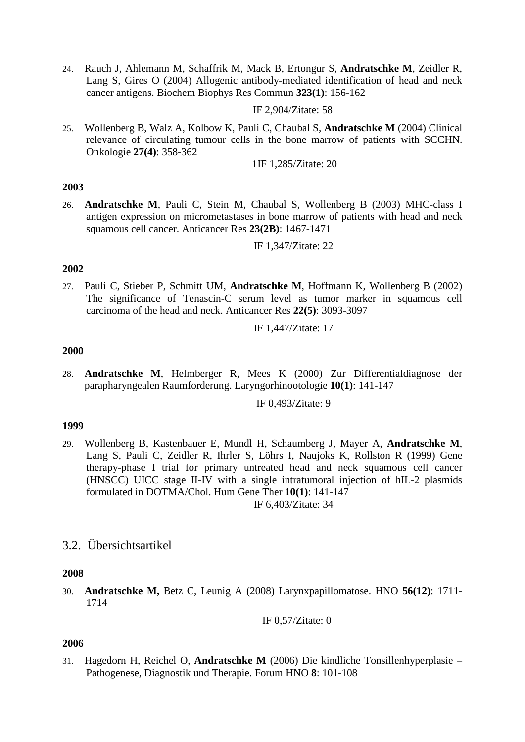24. Rauch J, Ahlemann M, Schaffrik M, Mack B, Ertongur S, **Andratschke M**, Zeidler R, Lang S, Gires O (2004) Allogenic antibody-mediated identification of head and neck cancer antigens. Biochem Biophys Res Commun **323(1)**: 156-162

    IF 2,904/Zitate: 58

25. Wollenberg B, Walz A, Kolbow K, Pauli C, Chaubal S, **Andratschke M** (2004) Clinical relevance of circulating tumour cells in the bone marrow of patients with SCCHN. Onkologie **27(4)**: 358-362

    1IF 1,285/Zitate: 20

**2003**

26. **Andratschke M**, Pauli C, Stein M, Chaubal S, Wollenberg B (2003) MHC-class I antigen expression on micrometastases in bone marrow of patients with head and neck squamous cell cancer. Anticancer Res **23(2B)**: 1467-1471

    IF 1,347/Zitate: 22

**2002**

27. Pauli C, Stieber P, Schmitt UM, **Andratschke M**, Hoffmann K, Wollenberg B (2002) The significance of Tenascin-C serum level as tumor marker in squamous cell carcinoma of the head and neck. Anticancer Res **22(5)**: 3093-3097

    IF 1,447/Zitate: 17

**2000**

28. **Andratschke M**, Helmberger R, Mees K (2000) Zur Differentialdiagnose der parapharyngealen Raumforderung. Laryngorhinootologie **10(1)**: 141-147

    IF 0,493/Zitate: 9

**1999**

29. Wollenberg B, Kastenbauer E, Mundl H, Schaumberg J, Mayer A, **Andratschke M**, Lang S, Pauli C, Zeidler R, Ihrler S, Löhrs I, Naujoks K, Rollston R (1999) Gene therapy-phase I trial for primary untreated head and neck squamous cell cancer (HNSCC) UICC stage II-IV with a single intratumoral injection of hIL-2 plasmids formulated in DOTMA/Chol. Hum Gene Ther **10(1)**: 141-147

    IF 6,403/Zitate: 34

## 3.2. Übersichtsartikel

**2008**

30. **Andratschke M,** Betz C, Leunig A (2008) Larynxpapillomatose. HNO **56(12)**: 1711-1714

    IF 0,57/Zitate: 0

**2006**

31. Hagedorn H, Reichel O, **Andratschke M** (2006) Die kindliche Tonsillenhyperplasie – Pathogenese, Diagnostik und Therapie. Forum HNO **8**: 101-108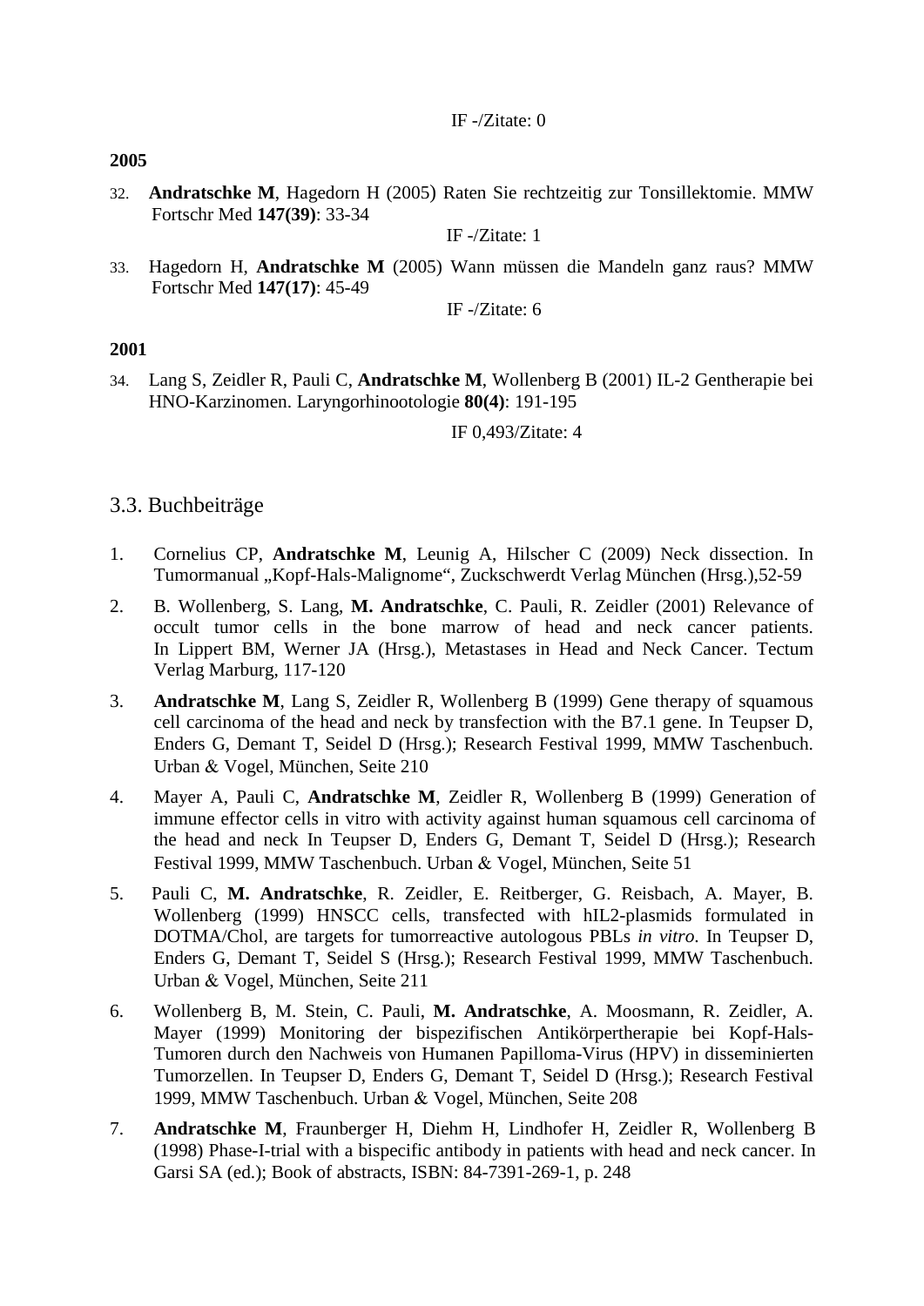IF -/Zitate: 0

**2005**

32. **Andratschke M**, Hagedorn H (2005) Raten Sie rechtzeitig zur Tonsillektomie. MMW Fortschr Med **147(39)**: 33-34

    IF -/Zitate: 1

33. Hagedorn H, **Andratschke M** (2005) Wann müssen die Mandeln ganz raus? MMW Fortschr Med **147(17)**: 45-49

    IF -/Zitate: 6

**2001**

34. Lang S, Zeidler R, Pauli C, **Andratschke M**, Wollenberg B (2001) IL-2 Gentherapie bei HNO-Karzinomen. Laryngorhinootologie **80(4)**: 191-195

    IF 0,493/Zitate: 4

## 3.3. Buchbeiträge

1. Cornelius CP, **Andratschke M**, Leunig A, Hilscher C (2009) Neck dissection. In Tumormanual „Kopf-Hals-Malignome", Zuckschwerdt Verlag München (Hrsg.),52-59
2. B. Wollenberg, S. Lang, **M. Andratschke**, C. Pauli, R. Zeidler (2001) Relevance of occult tumor cells in the bone marrow of head and neck cancer patients. In Lippert BM, Werner JA (Hrsg.), Metastases in Head and Neck Cancer. Tectum Verlag Marburg, 117-120
3. **Andratschke M**, Lang S, Zeidler R, Wollenberg B (1999) Gene therapy of squamous cell carcinoma of the head and neck by transfection with the B7.1 gene. In Teupser D, Enders G, Demant T, Seidel D (Hrsg.); Research Festival 1999, MMW Taschenbuch. Urban & Vogel, München, Seite 210
4. Mayer A, Pauli C, **Andratschke M**, Zeidler R, Wollenberg B (1999) Generation of immune effector cells in vitro with activity against human squamous cell carcinoma of the head and neck In Teupser D, Enders G, Demant T, Seidel D (Hrsg.); Research Festival 1999, MMW Taschenbuch. Urban & Vogel, München, Seite 51
5. Pauli C, **M. Andratschke**, R. Zeidler, E. Reitberger, G. Reisbach, A. Mayer, B. Wollenberg (1999) HNSCC cells, transfected with hIL2-plasmids formulated in DOTMA/Chol, are targets for tumorreactive autologous PBLs *in vitro*. In Teupser D, Enders G, Demant T, Seidel S (Hrsg.); Research Festival 1999, MMW Taschenbuch. Urban & Vogel, München, Seite 211
6. Wollenberg B, M. Stein, C. Pauli, **M. Andratschke**, A. Moosmann, R. Zeidler, A. Mayer (1999) Monitoring der bispezifischen Antikörpertherapie bei Kopf-Hals-Tumoren durch den Nachweis von Humanen Papilloma-Virus (HPV) in disseminierten Tumorzellen. In Teupser D, Enders G, Demant T, Seidel D (Hrsg.); Research Festival 1999, MMW Taschenbuch. Urban & Vogel, München, Seite 208
7. **Andratschke M**, Fraunberger H, Diehm H, Lindhofer H, Zeidler R, Wollenberg B (1998) Phase-I-trial with a bispecific antibody in patients with head and neck cancer. In Garsi SA (ed.); Book of abstracts, ISBN: 84-7391-269-1, p. 248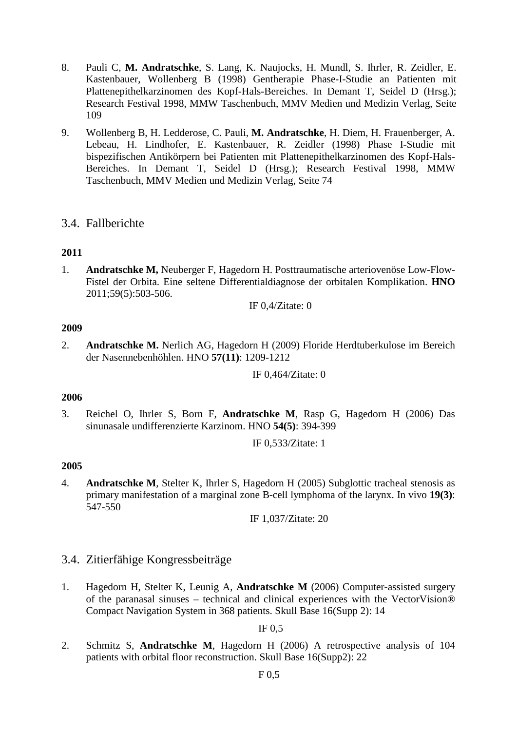8. Pauli C, **M. Andratschke**, S. Lang, K. Naujocks, H. Mundl, S. Ihrler, R. Zeidler, E. Kastenbauer, Wollenberg B (1998) Gentherapie Phase-I-Studie an Patienten mit Plattenepithelkarzinomen des Kopf-Hals-Bereiches. In Demant T, Seidel D (Hrsg.); Research Festival 1998, MMW Taschenbuch, MMV Medien und Medizin Verlag, Seite 109

9. Wollenberg B, H. Ledderose, C. Pauli, **M. Andratschke**, H. Diem, H. Frauenberger, A. Lebeau, H. Lindhofer, E. Kastenbauer, R. Zeidler (1998) Phase I-Studie mit bispezifischen Antikörpern bei Patienten mit Plattenepithelkarzinomen des Kopf-Hals-Bereiches. In Demant T, Seidel D (Hrsg.); Research Festival 1998, MMW Taschenbuch, MMV Medien und Medizin Verlag, Seite 74

## 3.4. Fallberichte

**2011**

1. **Andratschke M,** Neuberger F, Hagedorn H. Posttraumatische arteriovenöse Low-Flow-Fistel der Orbita. Eine seltene Differentialdiagnose der orbitalen Komplikation. **HNO** 2011;59(5):503-506.

   IF 0,4/Zitate: 0

**2009**

2. **Andratschke M.** Nerlich AG, Hagedorn H (2009) Floride Herdtuberkulose im Bereich der Nasennebenhöhlen. HNO **57(11)**: 1209-1212

   IF 0,464/Zitate: 0

**2006**

3. Reichel O, Ihrler S, Born F, **Andratschke M**, Rasp G, Hagedorn H (2006) Das sinunasale undifferenzierte Karzinom. HNO **54(5)**: 394-399

   IF 0,533/Zitate: 1

**2005**

4. **Andratschke M**, Stelter K, Ihrler S, Hagedorn H (2005) Subglottic tracheal stenosis as primary manifestation of a marginal zone B-cell lymphoma of the larynx. In vivo **19(3)**: 547-550

   IF 1,037/Zitate: 20

## 3.4. Zitierfähige Kongressbeiträge

1. Hagedorn H, Stelter K, Leunig A, **Andratschke M** (2006) Computer-assisted surgery of the paranasal sinuses – technical and clinical experiences with the VectorVision® Compact Navigation System in 368 patients. Skull Base 16(Supp 2): 14

   IF 0,5

2. Schmitz S, **Andratschke M**, Hagedorn H (2006) A retrospective analysis of 104 patients with orbital floor reconstruction. Skull Base 16(Supp2): 22

   F 0,5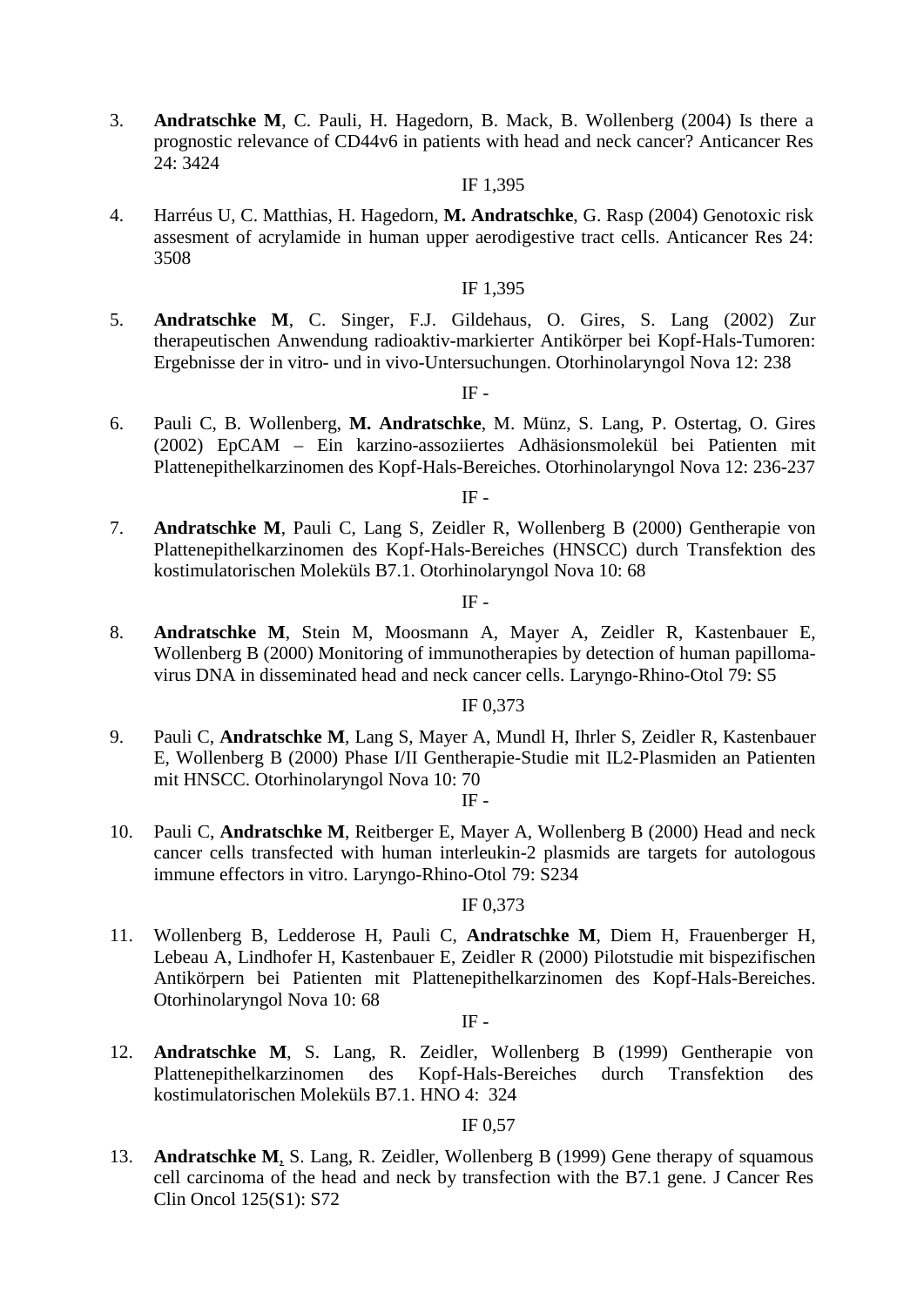3. **Andratschke M**, C. Pauli, H. Hagedorn, B. Mack, B. Wollenberg (2004) Is there a prognostic relevance of CD44v6 in patients with head and neck cancer? Anticancer Res 24: 3424

   IF 1,395

4. Harréus U, C. Matthias, H. Hagedorn, **M. Andratschke**, G. Rasp (2004) Genotoxic risk assesment of acrylamide in human upper aerodigestive tract cells. Anticancer Res 24: 3508

   IF 1,395

5. **Andratschke M**, C. Singer, F.J. Gildehaus, O. Gires, S. Lang (2002) Zur therapeutischen Anwendung radioaktiv-markierter Antikörper bei Kopf-Hals-Tumoren: Ergebnisse der in vitro- und in vivo-Untersuchungen. Otorhinolaryngol Nova 12: 238

   IF -

6. Pauli C, B. Wollenberg, **M. Andratschke**, M. Münz, S. Lang, P. Ostertag, O. Gires (2002) EpCAM – Ein karzino-assoziiertes Adhäsionsmolekül bei Patienten mit Plattenepithelkarzinomen des Kopf-Hals-Bereiches. Otorhinolaryngol Nova 12: 236-237

   IF -

7. **Andratschke M**, Pauli C, Lang S, Zeidler R, Wollenberg B (2000) Gentherapie von Plattenepithelkarzinomen des Kopf-Hals-Bereiches (HNSCC) durch Transfektion des kostimulatorischen Moleküls B7.1. Otorhinolaryngol Nova 10: 68

   IF -

8. **Andratschke M**, Stein M, Moosmann A, Mayer A, Zeidler R, Kastenbauer E, Wollenberg B (2000) Monitoring of immunotherapies by detection of human papilloma-virus DNA in disseminated head and neck cancer cells. Laryngo-Rhino-Otol 79: S5

   IF 0,373

9. Pauli C, **Andratschke M**, Lang S, Mayer A, Mundl H, Ihrler S, Zeidler R, Kastenbauer E, Wollenberg B (2000) Phase I/II Gentherapie-Studie mit IL2-Plasmiden an Patienten mit HNSCC. Otorhinolaryngol Nova 10: 70

   IF -

10. Pauli C, **Andratschke M**, Reitberger E, Mayer A, Wollenberg B (2000) Head and neck cancer cells transfected with human interleukin-2 plasmids are targets for autologous immune effectors in vitro. Laryngo-Rhino-Otol 79: S234

    IF 0,373

11. Wollenberg B, Ledderose H, Pauli C, **Andratschke M**, Diem H, Frauenberger H, Lebeau A, Lindhofer H, Kastenbauer E, Zeidler R (2000) Pilotstudie mit bispezifischen Antikörpern bei Patienten mit Plattenepithelkarzinomen des Kopf-Hals-Bereiches. Otorhinolaryngol Nova 10: 68

    IF -

12. **Andratschke M**, S. Lang, R. Zeidler, Wollenberg B (1999) Gentherapie von Plattenepithelkarzinomen des Kopf-Hals-Bereiches durch Transfektion des kostimulatorischen Moleküls B7.1. HNO 4: 324

    IF 0,57

13. **Andratschke M**, S. Lang, R. Zeidler, Wollenberg B (1999) Gene therapy of squamous cell carcinoma of the head and neck by transfection with the B7.1 gene. J Cancer Res Clin Oncol 125(S1): S72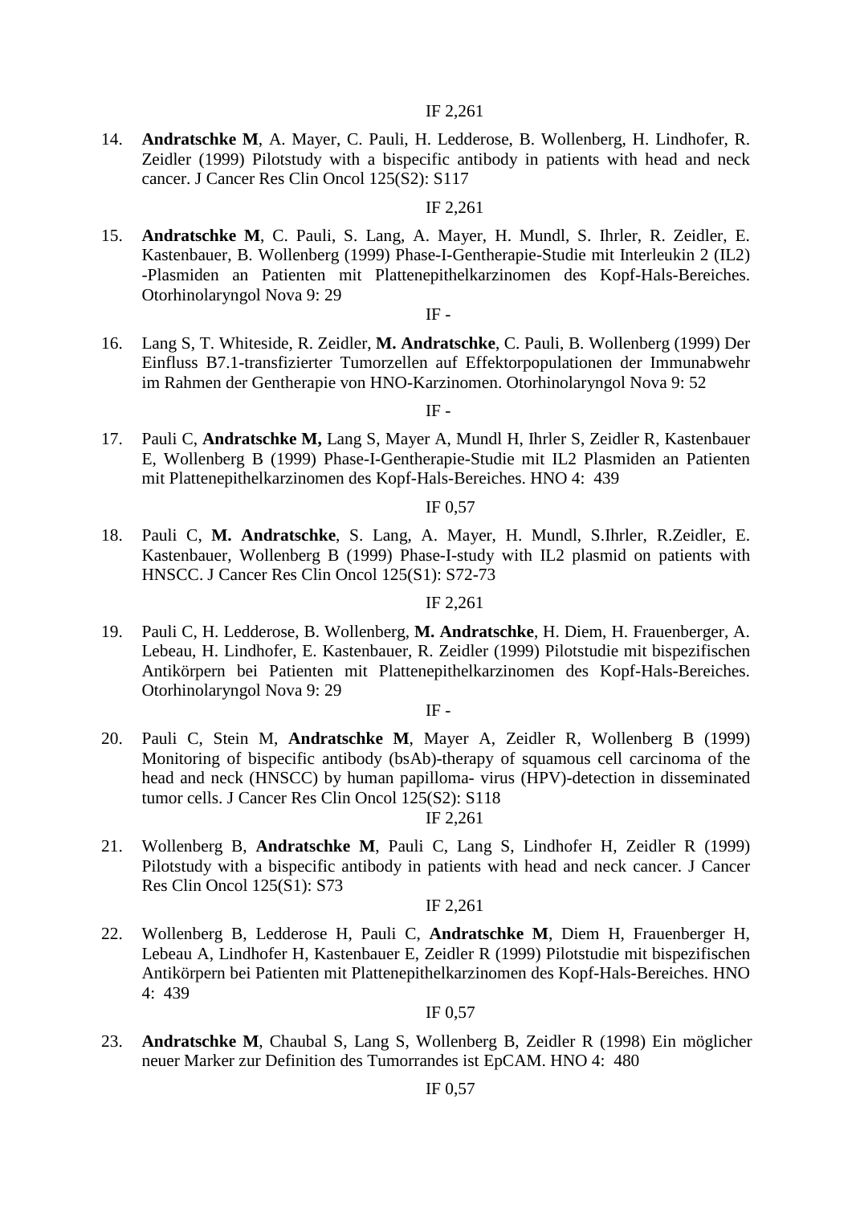IF 2,261

14. **Andratschke M**, A. Mayer, C. Pauli, H. Ledderose, B. Wollenberg, H. Lindhofer, R. Zeidler (1999) Pilotstudy with a bispecific antibody in patients with head and neck cancer. J Cancer Res Clin Oncol 125(S2): S117

    IF 2,261

15. **Andratschke M**, C. Pauli, S. Lang, A. Mayer, H. Mundl, S. Ihrler, R. Zeidler, E. Kastenbauer, B. Wollenberg (1999) Phase-I-Gentherapie-Studie mit Interleukin 2 (IL2) -Plasmiden an Patienten mit Plattenepithelkarzinomen des Kopf-Hals-Bereiches. Otorhinolaryngol Nova 9: 29

    IF -

16. Lang S, T. Whiteside, R. Zeidler, **M. Andratschke**, C. Pauli, B. Wollenberg (1999) Der Einfluss B7.1-transfizierter Tumorzellen auf Effektorpopulationen der Immunabwehr im Rahmen der Gentherapie von HNO-Karzinomen. Otorhinolaryngol Nova 9: 52

    IF -

17. Pauli C, **Andratschke M,** Lang S, Mayer A, Mundl H, Ihrler S, Zeidler R, Kastenbauer E, Wollenberg B (1999) Phase-I-Gentherapie-Studie mit IL2 Plasmiden an Patienten mit Plattenepithelkarzinomen des Kopf-Hals-Bereiches. HNO 4: 439

    IF 0,57

18. Pauli C, **M. Andratschke**, S. Lang, A. Mayer, H. Mundl, S.Ihrler, R.Zeidler, E. Kastenbauer, Wollenberg B (1999) Phase-I-study with IL2 plasmid on patients with HNSCC. J Cancer Res Clin Oncol 125(S1): S72-73

    IF 2,261

19. Pauli C, H. Ledderose, B. Wollenberg, **M. Andratschke**, H. Diem, H. Frauenberger, A. Lebeau, H. Lindhofer, E. Kastenbauer, R. Zeidler (1999) Pilotstudie mit bispezifischen Antikörpern bei Patienten mit Plattenepithelkarzinomen des Kopf-Hals-Bereiches. Otorhinolaryngol Nova 9: 29

    IF -

20. Pauli C, Stein M, **Andratschke M**, Mayer A, Zeidler R, Wollenberg B (1999) Monitoring of bispecific antibody (bsAb)-therapy of squamous cell carcinoma of the head and neck (HNSCC) by human papilloma- virus (HPV)-detection in disseminated tumor cells. J Cancer Res Clin Oncol 125(S2): S118

    IF 2,261

21. Wollenberg B, **Andratschke M**, Pauli C, Lang S, Lindhofer H, Zeidler R (1999) Pilotstudy with a bispecific antibody in patients with head and neck cancer. J Cancer Res Clin Oncol 125(S1): S73

    IF 2,261

22. Wollenberg B, Ledderose H, Pauli C, **Andratschke M**, Diem H, Frauenberger H, Lebeau A, Lindhofer H, Kastenbauer E, Zeidler R (1999) Pilotstudie mit bispezifischen Antikörpern bei Patienten mit Plattenepithelkarzinomen des Kopf-Hals-Bereiches. HNO 4: 439

    IF 0,57

23. **Andratschke M**, Chaubal S, Lang S, Wollenberg B, Zeidler R (1998) Ein möglicher neuer Marker zur Definition des Tumorrandes ist EpCAM. HNO 4: 480

    IF 0,57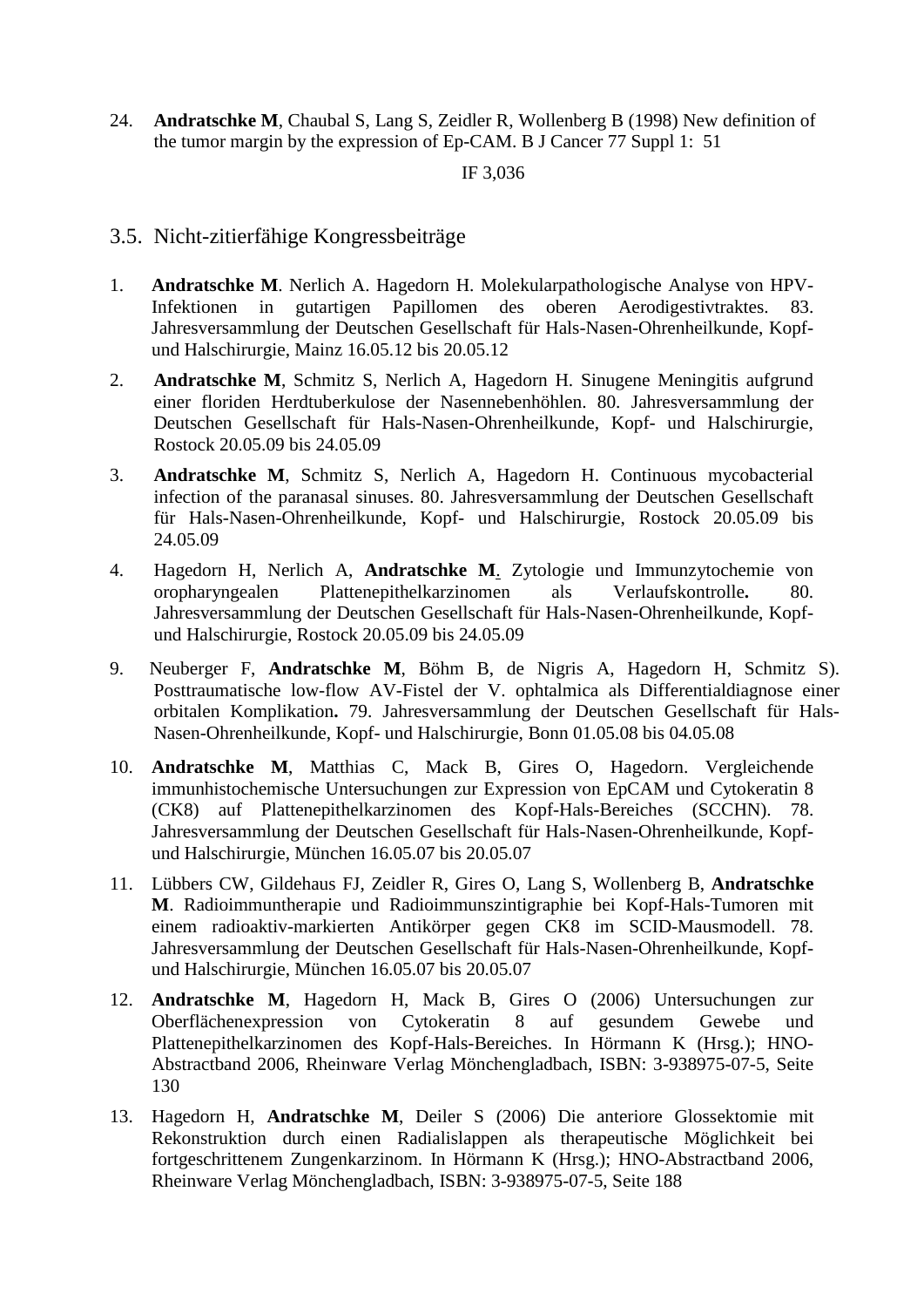24. **Andratschke M**, Chaubal S, Lang S, Zeidler R, Wollenberg B (1998) New definition of the tumor margin by the expression of Ep-CAM. B J Cancer 77 Suppl 1: 51

IF 3,036

## 3.5. Nicht-zitierfähige Kongressbeiträge

1. **Andratschke M**. Nerlich A. Hagedorn H. Molekularpathologische Analyse von HPV-Infektionen in gutartigen Papillomen des oberen Aerodigestivtraktes. 83. Jahresversammlung der Deutschen Gesellschaft für Hals-Nasen-Ohrenheilkunde, Kopf- und Halschirurgie, Mainz 16.05.12 bis 20.05.12

2. **Andratschke M**, Schmitz S, Nerlich A, Hagedorn H. Sinugene Meningitis aufgrund einer floriden Herdtuberkulose der Nasennebenhöhlen. 80. Jahresversammlung der Deutschen Gesellschaft für Hals-Nasen-Ohrenheilkunde, Kopf- und Halschirurgie, Rostock 20.05.09 bis 24.05.09

3. **Andratschke M**, Schmitz S, Nerlich A, Hagedorn H. Continuous mycobacterial infection of the paranasal sinuses. 80. Jahresversammlung der Deutschen Gesellschaft für Hals-Nasen-Ohrenheilkunde, Kopf- und Halschirurgie, Rostock 20.05.09 bis 24.05.09

4. Hagedorn H, Nerlich A, **Andratschke M**. Zytologie und Immunzytochemie von oropharyngealen Plattenepithelkarzinomen als Verlaufskontrolle**.** 80. Jahresversammlung der Deutschen Gesellschaft für Hals-Nasen-Ohrenheilkunde, Kopf- und Halschirurgie, Rostock 20.05.09 bis 24.05.09

9. Neuberger F, **Andratschke M**, Böhm B, de Nigris A, Hagedorn H, Schmitz S). Posttraumatische low-flow AV-Fistel der V. ophtalmica als Differentialdiagnose einer orbitalen Komplikation**.** 79. Jahresversammlung der Deutschen Gesellschaft für Hals-Nasen-Ohrenheilkunde, Kopf- und Halschirurgie, Bonn 01.05.08 bis 04.05.08

10. **Andratschke M**, Matthias C, Mack B, Gires O, Hagedorn. Vergleichende immunhistochemische Untersuchungen zur Expression von EpCAM und Cytokeratin 8 (CK8) auf Plattenepithelkarzinomen des Kopf-Hals-Bereiches (SCCHN). 78. Jahresversammlung der Deutschen Gesellschaft für Hals-Nasen-Ohrenheilkunde, Kopf- und Halschirurgie, München 16.05.07 bis 20.05.07

11. Lübbers CW, Gildehaus FJ, Zeidler R, Gires O, Lang S, Wollenberg B, **Andratschke M**. Radioimmuntherapie und Radioimmunszintigraphie bei Kopf-Hals-Tumoren mit einem radioaktiv-markierten Antikörper gegen CK8 im SCID-Mausmodell. 78. Jahresversammlung der Deutschen Gesellschaft für Hals-Nasen-Ohrenheilkunde, Kopf- und Halschirurgie, München 16.05.07 bis 20.05.07

12. **Andratschke M**, Hagedorn H, Mack B, Gires O (2006) Untersuchungen zur Oberflächenexpression von Cytokeratin 8 auf gesundem Gewebe und Plattenepithelkarzinomen des Kopf-Hals-Bereiches. In Hörmann K (Hrsg.); HNO-Abstractband 2006, Rheinware Verlag Mönchengladbach, ISBN: 3-938975-07-5, Seite 130

13. Hagedorn H, **Andratschke M**, Deiler S (2006) Die anteriore Glossektomie mit Rekonstruktion durch einen Radialislappen als therapeutische Möglichkeit bei fortgeschrittenem Zungenkarzinom. In Hörmann K (Hrsg.); HNO-Abstractband 2006, Rheinware Verlag Mönchengladbach, ISBN: 3-938975-07-5, Seite 188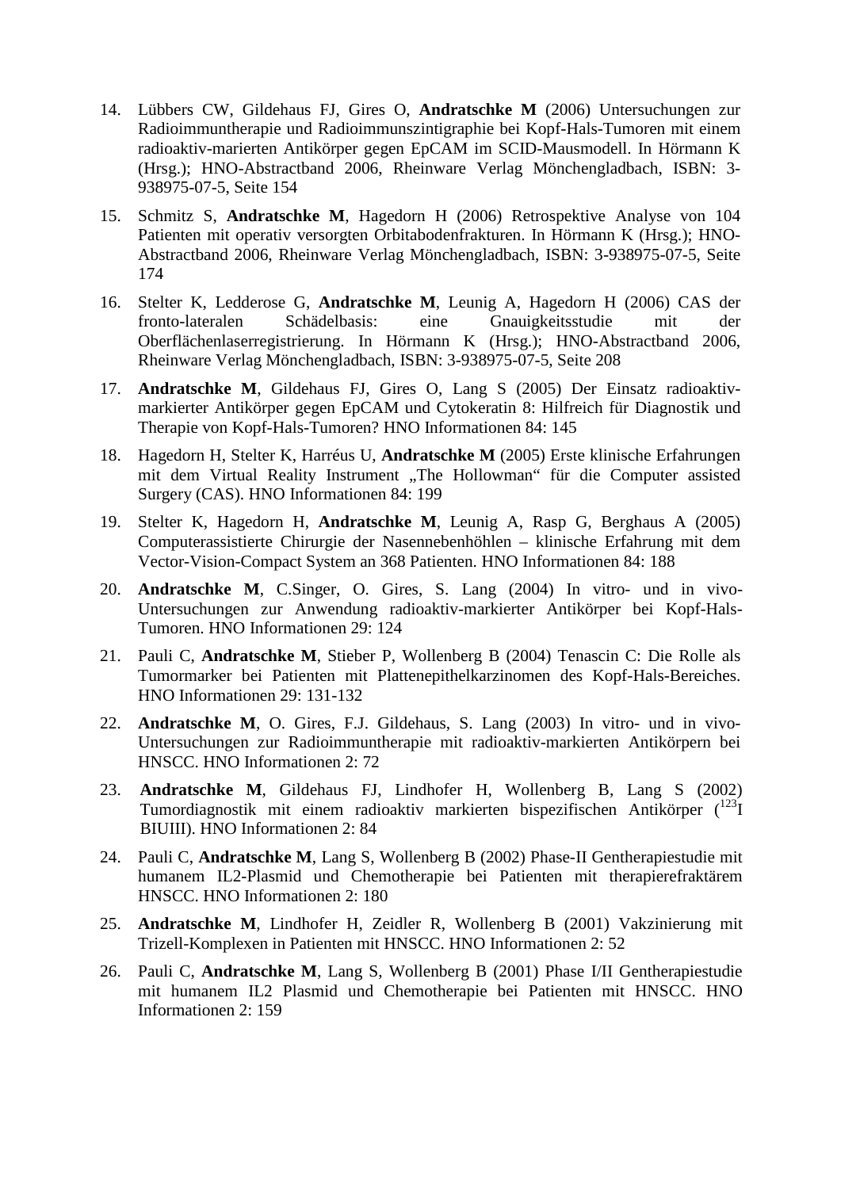14. Lübbers CW, Gildehaus FJ, Gires O, **Andratschke M** (2006) Untersuchungen zur Radioimmuntherapie und Radioimmunszintigraphie bei Kopf-Hals-Tumoren mit einem radioaktiv-marierten Antikörper gegen EpCAM im SCID-Mausmodell. In Hörmann K (Hrsg.); HNO-Abstractband 2006, Rheinware Verlag Mönchengladbach, ISBN: 3-938975-07-5, Seite 154
15. Schmitz S, **Andratschke M**, Hagedorn H (2006) Retrospektive Analyse von 104 Patienten mit operativ versorgten Orbitabodenfrakturen. In Hörmann K (Hrsg.); HNO-Abstractband 2006, Rheinware Verlag Mönchengladbach, ISBN: 3-938975-07-5, Seite 174
16. Stelter K, Ledderose G, **Andratschke M**, Leunig A, Hagedorn H (2006) CAS der fronto-lateralen Schädelbasis: eine Gnauigkeitsstudie mit der Oberflächenlaserregistrierung. In Hörmann K (Hrsg.); HNO-Abstractband 2006, Rheinware Verlag Mönchengladbach, ISBN: 3-938975-07-5, Seite 208
17. **Andratschke M**, Gildehaus FJ, Gires O, Lang S (2005) Der Einsatz radioaktiv-markierter Antikörper gegen EpCAM und Cytokeratin 8: Hilfreich für Diagnostik und Therapie von Kopf-Hals-Tumoren? HNO Informationen 84: 145
18. Hagedorn H, Stelter K, Harréus U, **Andratschke M** (2005) Erste klinische Erfahrungen mit dem Virtual Reality Instrument „The Hollowman" für die Computer assisted Surgery (CAS). HNO Informationen 84: 199
19. Stelter K, Hagedorn H, **Andratschke M**, Leunig A, Rasp G, Berghaus A (2005) Computerassistierte Chirurgie der Nasennebenhöhlen – klinische Erfahrung mit dem Vector-Vision-Compact System an 368 Patienten. HNO Informationen 84: 188
20. **Andratschke M**, C.Singer, O. Gires, S. Lang (2004) In vitro- und in vivo-Untersuchungen zur Anwendung radioaktiv-markierter Antikörper bei Kopf-Hals-Tumoren. HNO Informationen 29: 124
21. Pauli C, **Andratschke M**, Stieber P, Wollenberg B (2004) Tenascin C: Die Rolle als Tumormarker bei Patienten mit Plattenepithelkarzinomen des Kopf-Hals-Bereiches. HNO Informationen 29: 131-132
22. **Andratschke M**, O. Gires, F.J. Gildehaus, S. Lang (2003) In vitro- und in vivo-Untersuchungen zur Radioimmuntherapie mit radioaktiv-markierten Antikörpern bei HNSCC. HNO Informationen 2: 72
23. **Andratschke M**, Gildehaus FJ, Lindhofer H, Wollenberg B, Lang S (2002) Tumordiagnostik mit einem radioaktiv markierten bispezifischen Antikörper ($^{123}$I BIUIII). HNO Informationen 2: 84
24. Pauli C, **Andratschke M**, Lang S, Wollenberg B (2002) Phase-II Gentherapiestudie mit humanem IL2-Plasmid und Chemotherapie bei Patienten mit therapierefraktärem HNSCC. HNO Informationen 2: 180
25. **Andratschke M**, Lindhofer H, Zeidler R, Wollenberg B (2001) Vakzinierung mit Trizell-Komplexen in Patienten mit HNSCC. HNO Informationen 2: 52
26. Pauli C, **Andratschke M**, Lang S, Wollenberg B (2001) Phase I/II Gentherapiestudie mit humanem IL2 Plasmid und Chemotherapie bei Patienten mit HNSCC. HNO Informationen 2: 159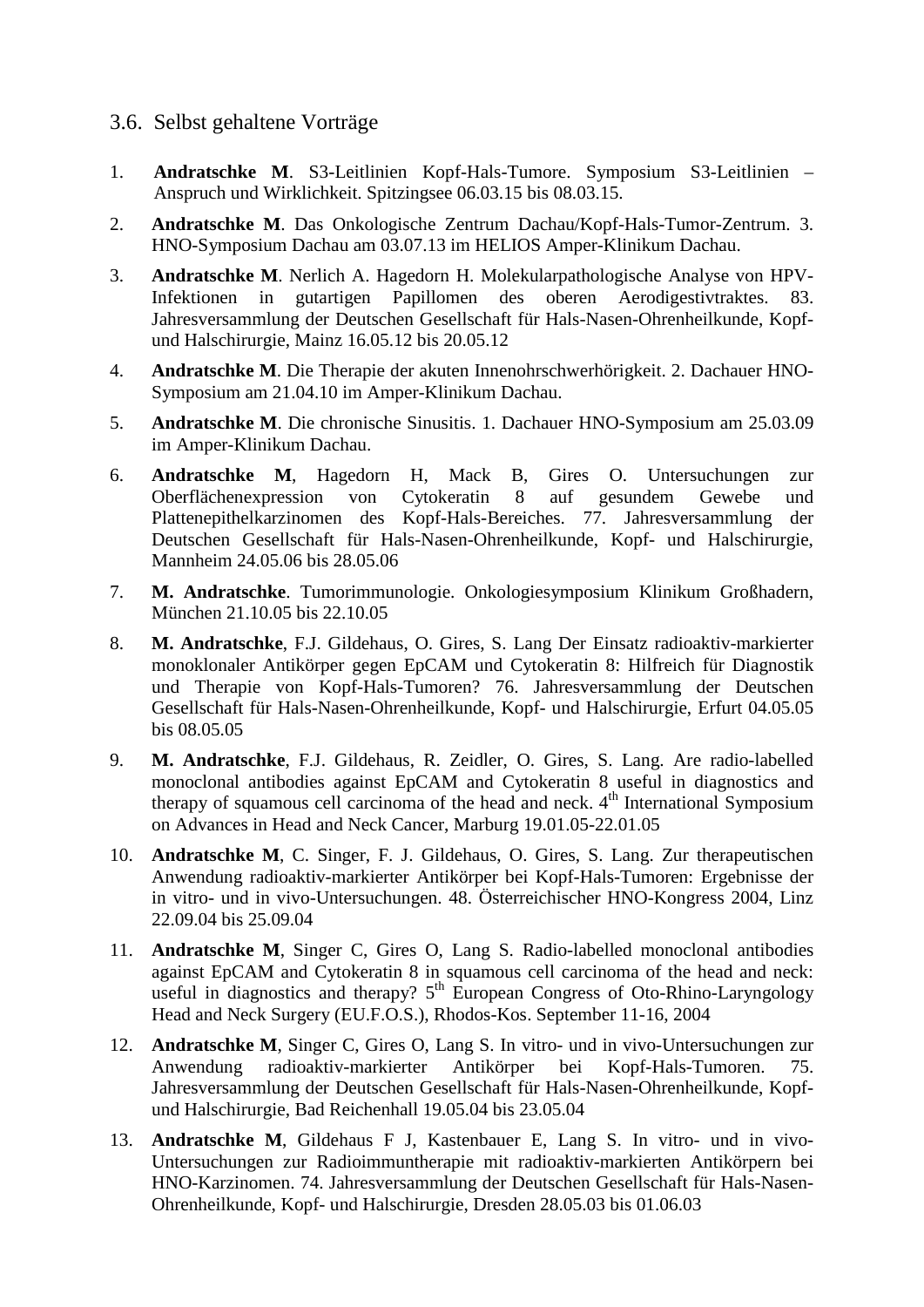### 3.6. Selbst gehaltene Vorträge

1. **Andratschke M**. S3-Leitlinien Kopf-Hals-Tumore. Symposium S3-Leitlinien – Anspruch und Wirklichkeit. Spitzingsee 06.03.15 bis 08.03.15.
2. **Andratschke M**. Das Onkologische Zentrum Dachau/Kopf-Hals-Tumor-Zentrum. 3. HNO-Symposium Dachau am 03.07.13 im HELIOS Amper-Klinikum Dachau.
3. **Andratschke M**. Nerlich A. Hagedorn H. Molekularpathologische Analyse von HPV-Infektionen in gutartigen Papillomen des oberen Aerodigestivtraktes. 83. Jahresversammlung der Deutschen Gesellschaft für Hals-Nasen-Ohrenheilkunde, Kopf- und Halschirurgie, Mainz 16.05.12 bis 20.05.12
4. **Andratschke M**. Die Therapie der akuten Innenohrschwerhörigkeit. 2. Dachauer HNO-Symposium am 21.04.10 im Amper-Klinikum Dachau.
5. **Andratschke M**. Die chronische Sinusitis. 1. Dachauer HNO-Symposium am 25.03.09 im Amper-Klinikum Dachau.
6. **Andratschke M**, Hagedorn H, Mack B, Gires O. Untersuchungen zur Oberflächenexpression von Cytokeratin 8 auf gesundem Gewebe und Plattenepithelkarzinomen des Kopf-Hals-Bereiches. 77. Jahresversammlung der Deutschen Gesellschaft für Hals-Nasen-Ohrenheilkunde, Kopf- und Halschirurgie, Mannheim 24.05.06 bis 28.05.06
7. **M. Andratschke**. Tumorimmunologie. Onkologiesymposium Klinikum Großhadern, München 21.10.05 bis 22.10.05
8. **M. Andratschke**, F.J. Gildehaus, O. Gires, S. Lang Der Einsatz radioaktiv-markierter monoklonaler Antikörper gegen EpCAM und Cytokeratin 8: Hilfreich für Diagnostik und Therapie von Kopf-Hals-Tumoren? 76. Jahresversammlung der Deutschen Gesellschaft für Hals-Nasen-Ohrenheilkunde, Kopf- und Halschirurgie, Erfurt 04.05.05 bis 08.05.05
9. **M. Andratschke**, F.J. Gildehaus, R. Zeidler, O. Gires, S. Lang. Are radio-labelled monoclonal antibodies against EpCAM and Cytokeratin 8 useful in diagnostics and therapy of squamous cell carcinoma of the head and neck. 4th International Symposium on Advances in Head and Neck Cancer, Marburg 19.01.05-22.01.05
10. **Andratschke M**, C. Singer, F. J. Gildehaus, O. Gires, S. Lang. Zur therapeutischen Anwendung radioaktiv-markierter Antikörper bei Kopf-Hals-Tumoren: Ergebnisse der in vitro- und in vivo-Untersuchungen. 48. Österreichischer HNO-Kongress 2004, Linz 22.09.04 bis 25.09.04
11. **Andratschke M**, Singer C, Gires O, Lang S. Radio-labelled monoclonal antibodies against EpCAM and Cytokeratin 8 in squamous cell carcinoma of the head and neck: useful in diagnostics and therapy? 5th European Congress of Oto-Rhino-Laryngology Head and Neck Surgery (EU.F.O.S.), Rhodos-Kos. September 11-16, 2004
12. **Andratschke M**, Singer C, Gires O, Lang S. In vitro- und in vivo-Untersuchungen zur Anwendung radioaktiv-markierter Antikörper bei Kopf-Hals-Tumoren. 75. Jahresversammlung der Deutschen Gesellschaft für Hals-Nasen-Ohrenheilkunde, Kopf- und Halschirurgie, Bad Reichenhall 19.05.04 bis 23.05.04
13. **Andratschke M**, Gildehaus F J, Kastenbauer E, Lang S. In vitro- und in vivo-Untersuchungen zur Radioimmuntherapie mit radioaktiv-markierten Antikörpern bei HNO-Karzinomen. 74. Jahresversammlung der Deutschen Gesellschaft für Hals-Nasen-Ohrenheilkunde, Kopf- und Halschirurgie, Dresden 28.05.03 bis 01.06.03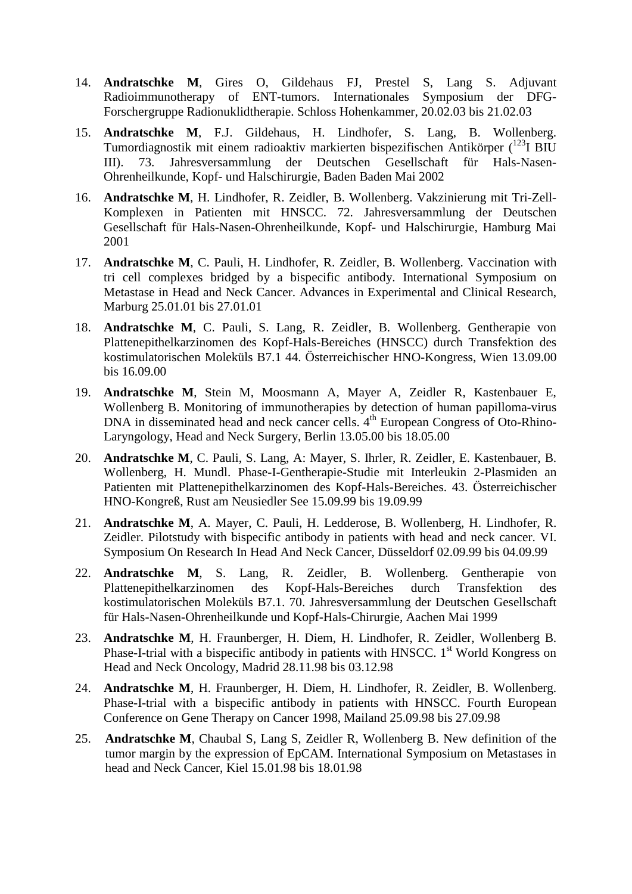14. **Andratschke M**, Gires O, Gildehaus FJ, Prestel S, Lang S. Adjuvant Radioimmunotherapy of ENT-tumors. Internationales Symposium der DFG-Forschergruppe Radionuklidtherapie. Schloss Hohenkammer, 20.02.03 bis 21.02.03
15. **Andratschke M**, F.J. Gildehaus, H. Lindhofer, S. Lang, B. Wollenberg. Tumordiagnostik mit einem radioaktiv markierten bispezifischen Antikörper ($^{123}$I BIU III). 73. Jahresversammlung der Deutschen Gesellschaft für Hals-Nasen-Ohrenheilkunde, Kopf- und Halschirurgie, Baden Baden Mai 2002
16. **Andratschke M**, H. Lindhofer, R. Zeidler, B. Wollenberg. Vakzinierung mit Tri-Zell-Komplexen in Patienten mit HNSCC. 72. Jahresversammlung der Deutschen Gesellschaft für Hals-Nasen-Ohrenheilkunde, Kopf- und Halschirurgie, Hamburg Mai 2001
17. **Andratschke M**, C. Pauli, H. Lindhofer, R. Zeidler, B. Wollenberg. Vaccination with tri cell complexes bridged by a bispecific antibody. International Symposium on Metastase in Head and Neck Cancer. Advances in Experimental and Clinical Research, Marburg 25.01.01 bis 27.01.01
18. **Andratschke M**, C. Pauli, S. Lang, R. Zeidler, B. Wollenberg. Gentherapie von Plattenepithelkarzinomen des Kopf-Hals-Bereiches (HNSCC) durch Transfektion des kostimulatorischen Moleküls B7.1 44. Österreichischer HNO-Kongress, Wien 13.09.00 bis 16.09.00
19. **Andratschke M**, Stein M, Moosmann A, Mayer A, Zeidler R, Kastenbauer E, Wollenberg B. Monitoring of immunotherapies by detection of human papilloma-virus DNA in disseminated head and neck cancer cells. 4th European Congress of Oto-Rhino-Laryngology, Head and Neck Surgery, Berlin 13.05.00 bis 18.05.00
20. **Andratschke M**, C. Pauli, S. Lang, A: Mayer, S. Ihrler, R. Zeidler, E. Kastenbauer, B. Wollenberg, H. Mundl. Phase-I-Gentherapie-Studie mit Interleukin 2-Plasmiden an Patienten mit Plattenepithelkarzinomen des Kopf-Hals-Bereiches. 43. Österreichischer HNO-Kongreß, Rust am Neusiedler See 15.09.99 bis 19.09.99
21. **Andratschke M**, A. Mayer, C. Pauli, H. Ledderose, B. Wollenberg, H. Lindhofer, R. Zeidler. Pilotstudy with bispecific antibody in patients with head and neck cancer. VI. Symposium On Research In Head And Neck Cancer, Düsseldorf 02.09.99 bis 04.09.99
22. **Andratschke M**, S. Lang, R. Zeidler, B. Wollenberg. Gentherapie von Plattenepithelkarzinomen des Kopf-Hals-Bereiches durch Transfektion des kostimulatorischen Moleküls B7.1. 70. Jahresversammlung der Deutschen Gesellschaft für Hals-Nasen-Ohrenheilkunde und Kopf-Hals-Chirurgie, Aachen Mai 1999
23. **Andratschke M**, H. Fraunberger, H. Diem, H. Lindhofer, R. Zeidler, Wollenberg B. Phase-I-trial with a bispecific antibody in patients with HNSCC. 1st World Kongress on Head and Neck Oncology, Madrid 28.11.98 bis 03.12.98
24. **Andratschke M**, H. Fraunberger, H. Diem, H. Lindhofer, R. Zeidler, B. Wollenberg. Phase-I-trial with a bispecific antibody in patients with HNSCC. Fourth European Conference on Gene Therapy on Cancer 1998, Mailand 25.09.98 bis 27.09.98
25. **Andratschke M**, Chaubal S, Lang S, Zeidler R, Wollenberg B. New definition of the tumor margin by the expression of EpCAM. International Symposium on Metastases in head and Neck Cancer, Kiel 15.01.98 bis 18.01.98